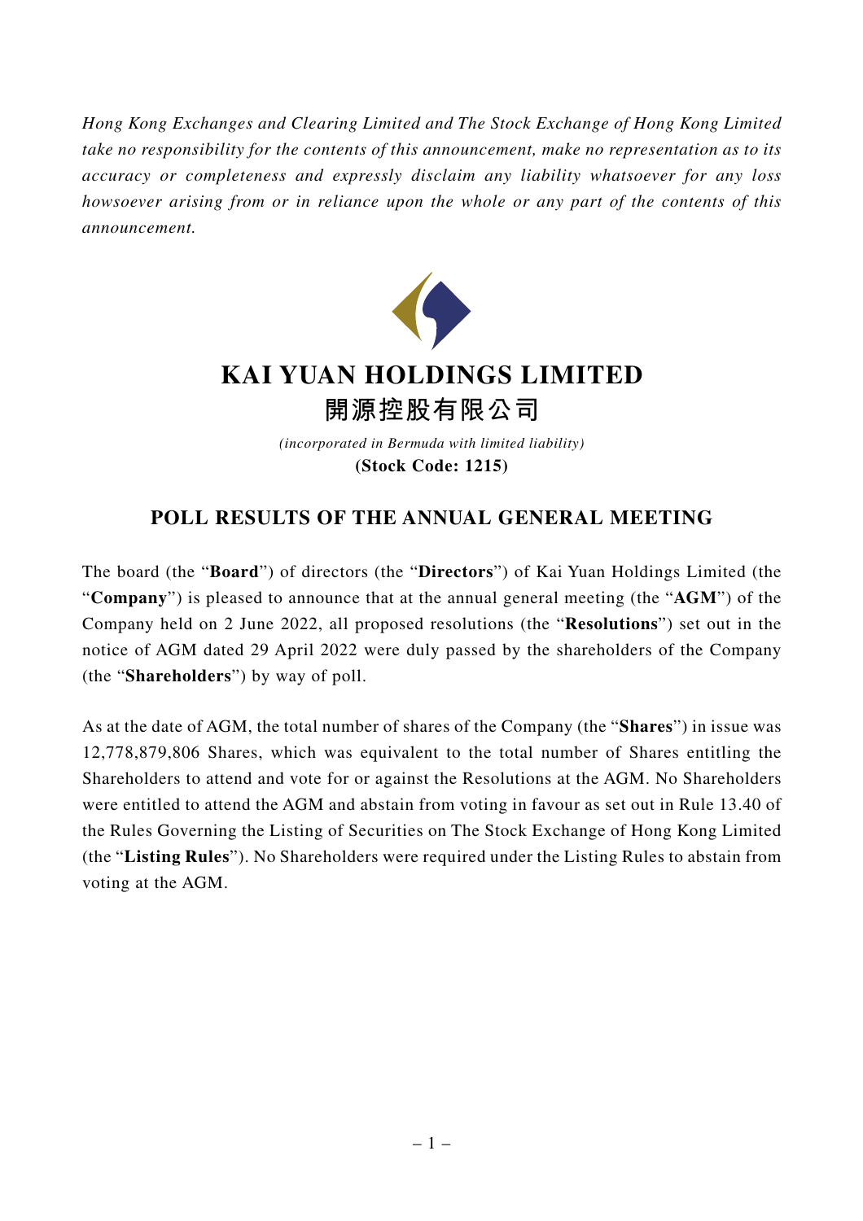*Hong Kong Exchanges and Clearing Limited and The Stock Exchange of Hong Kong Limited take no responsibility for the contents of this announcement, make no representation as to its accuracy or completeness and expressly disclaim any liability whatsoever for any loss howsoever arising from or in reliance upon the whole or any part of the contents of this announcement.*

# KAI YUAN HOLDINGS LIMITED
# 開源控股有限公司

*(incorporated in Bermuda with limited liability)*
**(Stock Code: 1215)**

## POLL RESULTS OF THE ANNUAL GENERAL MEETING

The board (the "**Board**") of directors (the "**Directors**") of Kai Yuan Holdings Limited (the "**Company**") is pleased to announce that at the annual general meeting (the "**AGM**") of the Company held on 2 June 2022, all proposed resolutions (the "**Resolutions**") set out in the notice of AGM dated 29 April 2022 were duly passed by the shareholders of the Company (the "**Shareholders**") by way of poll.

As at the date of AGM, the total number of shares of the Company (the "**Shares**") in issue was 12,778,879,806 Shares, which was equivalent to the total number of Shares entitling the Shareholders to attend and vote for or against the Resolutions at the AGM. No Shareholders were entitled to attend the AGM and abstain from voting in favour as set out in Rule 13.40 of the Rules Governing the Listing of Securities on The Stock Exchange of Hong Kong Limited (the "**Listing Rules**"). No Shareholders were required under the Listing Rules to abstain from voting at the AGM.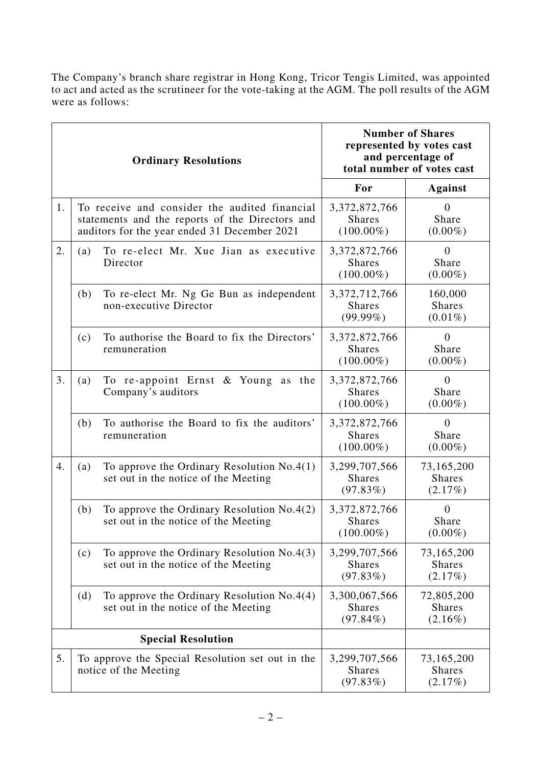The Company's branch share registrar in Hong Kong, Tricor Tengis Limited, was appointed to act and acted as the scrutineer for the vote-taking at the AGM. The poll results of the AGM were as follows:

| | | Number of Shares represented by votes cast and percentage of total number of votes cast | |
|---|---|---|---|
| **Ordinary Resolutions** | | **For** | **Against** |
| 1. | To receive and consider the audited financial statements and the reports of the Directors and auditors for the year ended 31 December 2021 | 3,372,872,766 Shares (100.00%) | 0 Share (0.00%) |
| 2. | (a) To re-elect Mr. Xue Jian as executive Director | 3,372,872,766 Shares (100.00%) | 0 Share (0.00%) |
| | (b) To re-elect Mr. Ng Ge Bun as independent non-executive Director | 3,372,712,766 Shares (99.99%) | 160,000 Shares (0.01%) |
| | (c) To authorise the Board to fix the Directors' remuneration | 3,372,872,766 Shares (100.00%) | 0 Share (0.00%) |
| 3. | (a) To re-appoint Ernst & Young as the Company's auditors | 3,372,872,766 Shares (100.00%) | 0 Share (0.00%) |
| | (b) To authorise the Board to fix the auditors' remuneration | 3,372,872,766 Shares (100.00%) | 0 Share (0.00%) |
| 4. | (a) To approve the Ordinary Resolution No.4(1) set out in the notice of the Meeting | 3,299,707,566 Shares (97.83%) | 73,165,200 Shares (2.17%) |
| | (b) To approve the Ordinary Resolution No.4(2) set out in the notice of the Meeting | 3,372,872,766 Shares (100.00%) | 0 Share (0.00%) |
| | (c) To approve the Ordinary Resolution No.4(3) set out in the notice of the Meeting | 3,299,707,566 Shares (97.83%) | 73,165,200 Shares (2.17%) |
| | (d) To approve the Ordinary Resolution No.4(4) set out in the notice of the Meeting | 3,300,067,566 Shares (97.84%) | 72,805,200 Shares (2.16%) |
| **Special Resolution** | | | |
| 5. | To approve the Special Resolution set out in the notice of the Meeting | 3,299,707,566 Shares (97.83%) | 73,165,200 Shares (2.17%) |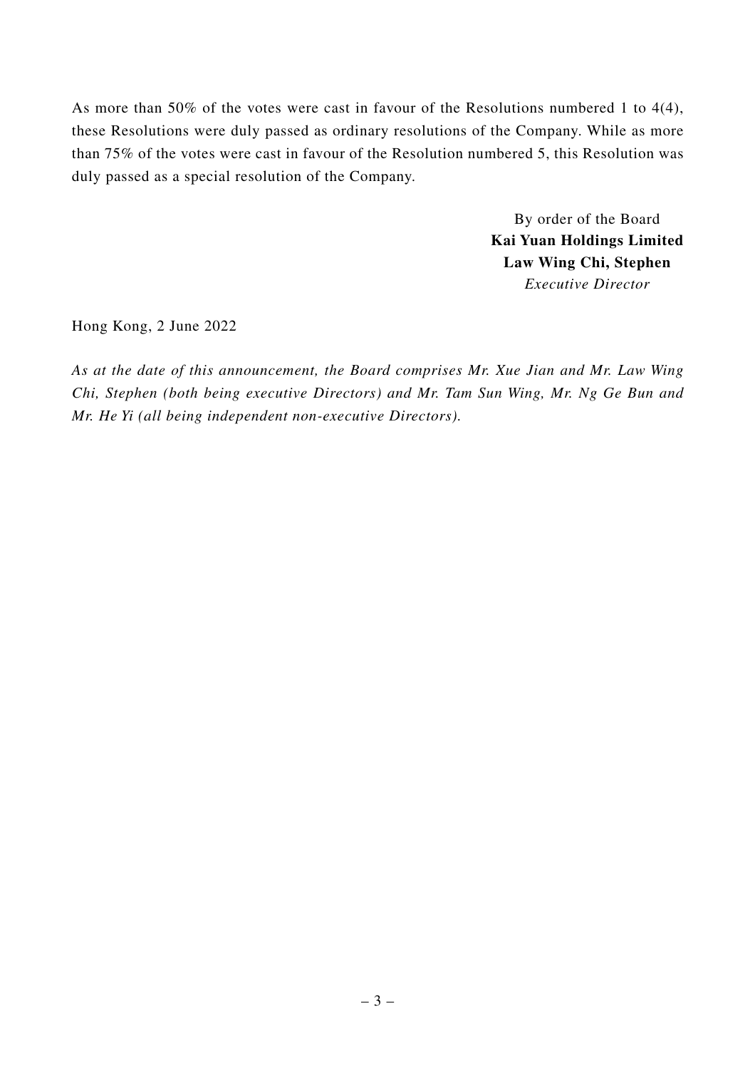As more than 50% of the votes were cast in favour of the Resolutions numbered 1 to 4(4), these Resolutions were duly passed as ordinary resolutions of the Company. While as more than 75% of the votes were cast in favour of the Resolution numbered 5, this Resolution was duly passed as a special resolution of the Company.

By order of the Board
**Kai Yuan Holdings Limited**
**Law Wing Chi, Stephen**
*Executive Director*

Hong Kong, 2 June 2022

*As at the date of this announcement, the Board comprises Mr. Xue Jian and Mr. Law Wing Chi, Stephen (both being executive Directors) and Mr. Tam Sun Wing, Mr. Ng Ge Bun and Mr. He Yi (all being independent non-executive Directors).*